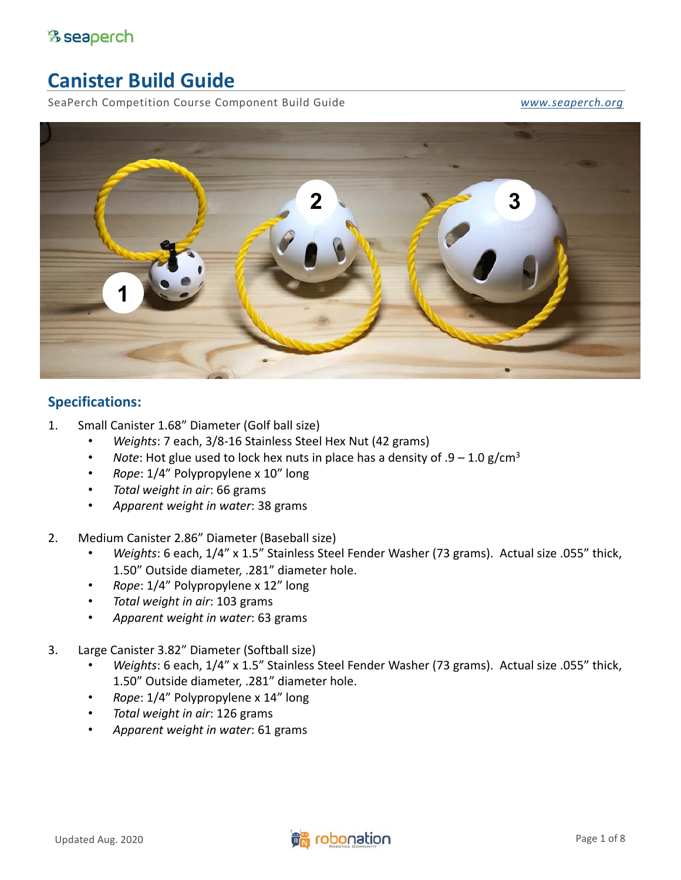# Canister Build Guide

SeaPerch Competition Course Component Build Guide www.seaperch.org

## Specifications:

1. Small Canister 1.68” Diameter (Golf ball size)
   - *Weights*: 7 each, 3/8-16 Stainless Steel Hex Nut (42 grams)
   - *Note*: Hot glue used to lock hex nuts in place has a density of .9 – 1.0 g/cm$^3$
   - *Rope*: 1/4” Polypropylene x 10” long
   - *Total weight in air*: 66 grams
   - *Apparent weight in water*: 38 grams

2. Medium Canister 2.86” Diameter (Baseball size)
   - *Weights*: 6 each, 1/4” x 1.5” Stainless Steel Fender Washer (73 grams). Actual size .055” thick, 1.50” Outside diameter, .281” diameter hole.
   - *Rope*: 1/4” Polypropylene x 12” long
   - *Total weight in air*: 103 grams
   - *Apparent weight in water*: 63 grams

3. Large Canister 3.82” Diameter (Softball size)
   - *Weights*: 6 each, 1/4” x 1.5” Stainless Steel Fender Washer (73 grams). Actual size .055” thick, 1.50” Outside diameter, .281” diameter hole.
   - *Rope*: 1/4” Polypropylene x 14” long
   - *Total weight in air*: 126 grams
   - *Apparent weight in water*: 61 grams

Updated Aug. 2020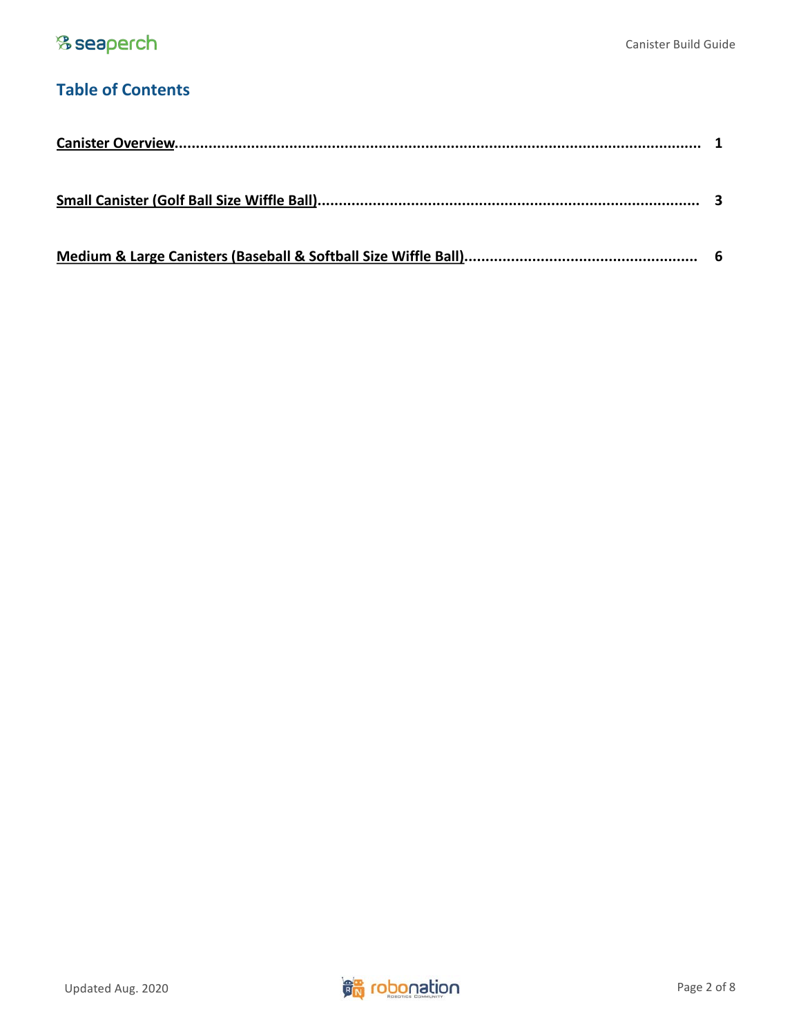## Table of Contents

**Canister Overview** ........................................................................................................................ **1**

**Small Canister (Golf Ball Size Wiffle Ball)** ........................................................................................ **3**

**Medium & Large Canisters (Baseball & Softball Size Wiffle Ball)** ...................................................... **6**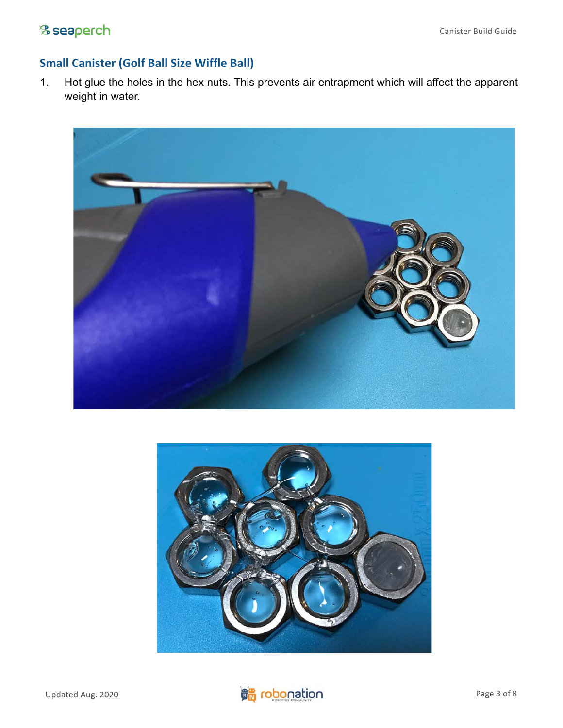## Small Canister (Golf Ball Size Wiffle Ball)

1. Hot glue the holes in the hex nuts. This prevents air entrapment which will affect the apparent weight in water.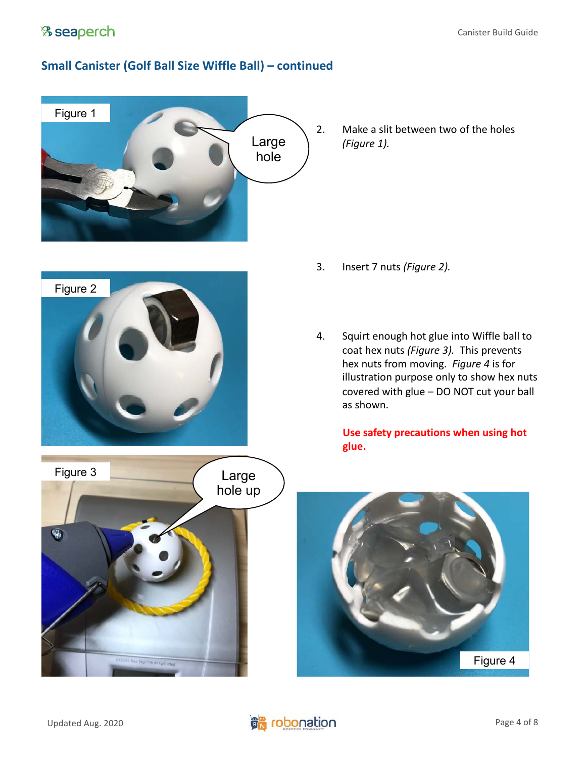## Small Canister (Golf Ball Size Wiffle Ball) – continued

Figure 1

Large hole

2. Make a slit between two of the holes *(Figure 1).*

Figure 2

3. Insert 7 nuts *(Figure 2).*

4. Squirt enough hot glue into Wiffle ball to coat hex nuts *(Figure 3).* This prevents hex nuts from moving. *Figure 4* is for illustration purpose only to show hex nuts covered with glue – DO NOT cut your ball as shown.

   **Use safety precautions when using hot glue.**

Figure 3

Large hole up

Figure 4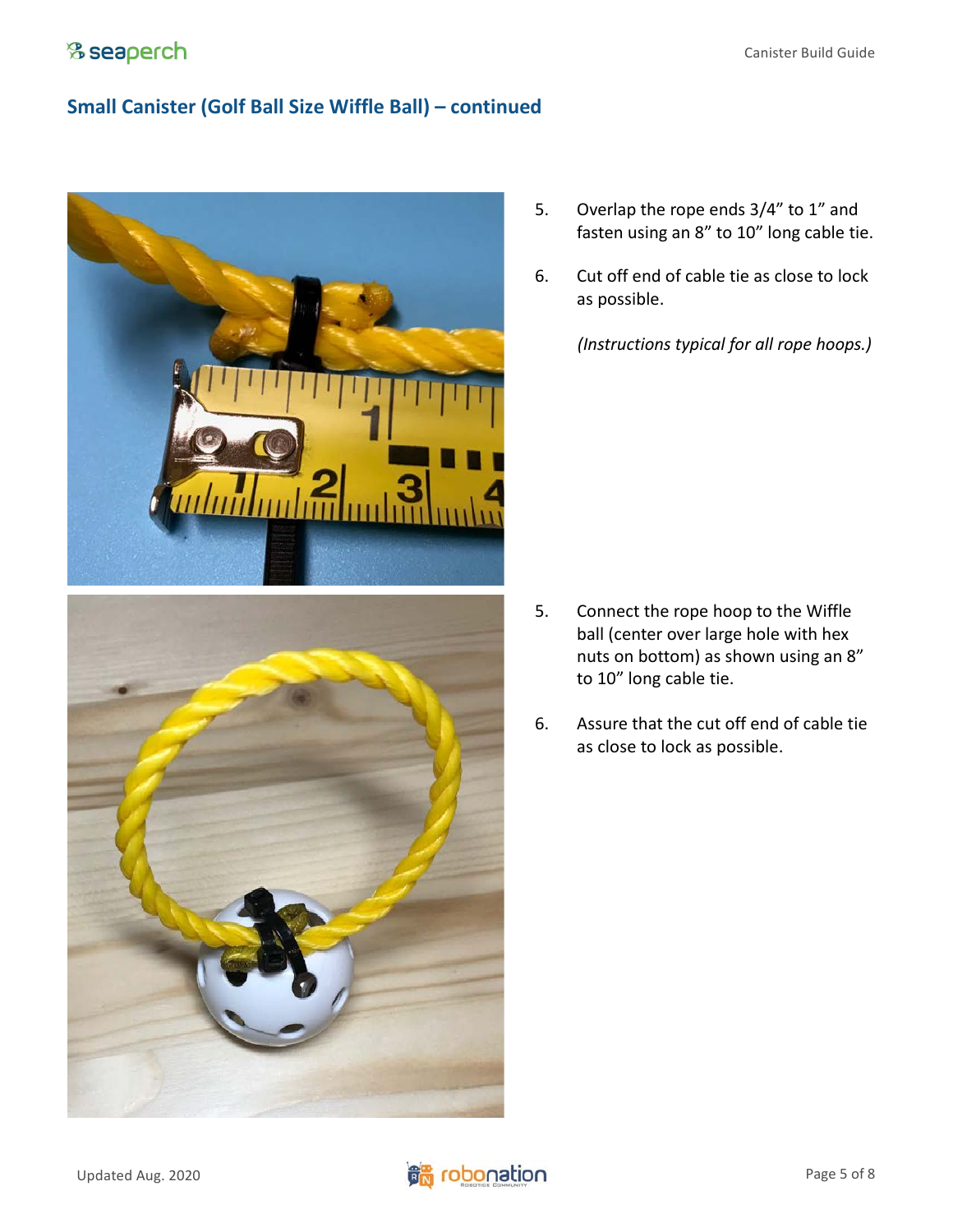## Small Canister (Golf Ball Size Wiffle Ball) – continued

5. Overlap the rope ends 3/4" to 1" and fasten using an 8" to 10" long cable tie.

6. Cut off end of cable tie as close to lock as possible.

   *(Instructions typical for all rope hoops.)*

5. Connect the rope hoop to the Wiffle ball (center over large hole with hex nuts on bottom) as shown using an 8" to 10" long cable tie.

6. Assure that the cut off end of cable tie as close to lock as possible.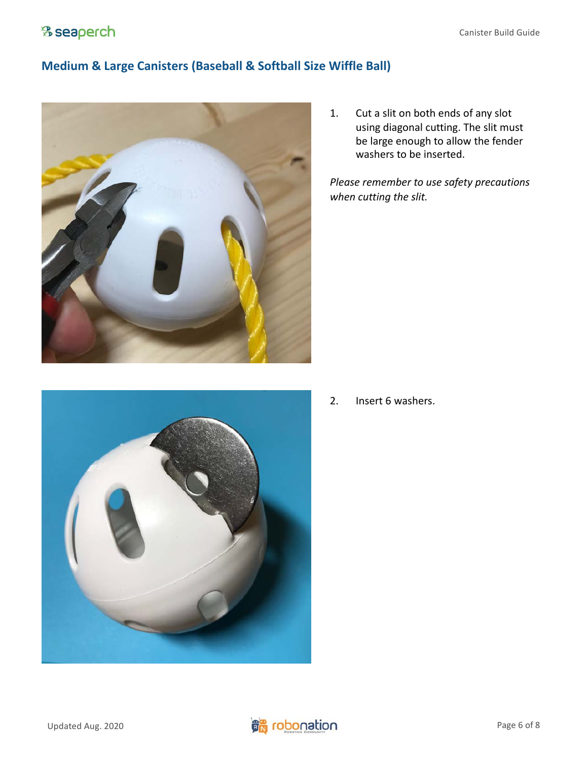## Medium & Large Canisters (Baseball & Softball Size Wiffle Ball)

1. Cut a slit on both ends of any slot using diagonal cutting. The slit must be large enough to allow the fender washers to be inserted.

*Please remember to use safety precautions when cutting the slit.*

2. Insert 6 washers.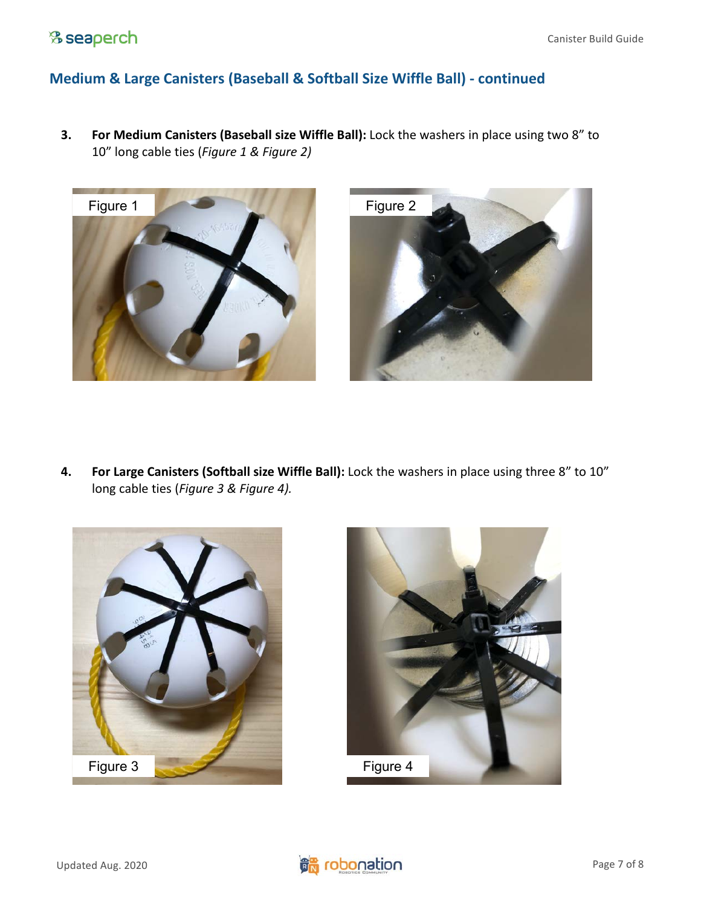## Medium & Large Canisters (Baseball & Softball Size Wiffle Ball) - continued

3. **For Medium Canisters (Baseball size Wiffle Ball):** Lock the washers in place using two 8” to 10” long cable ties (*Figure 1 & Figure 2)*

Figure 1

Figure 2

4. **For Large Canisters (Softball size Wiffle Ball):** Lock the washers in place using three 8” to 10” long cable ties (*Figure 3 & Figure 4).*

Figure 3

Figure 4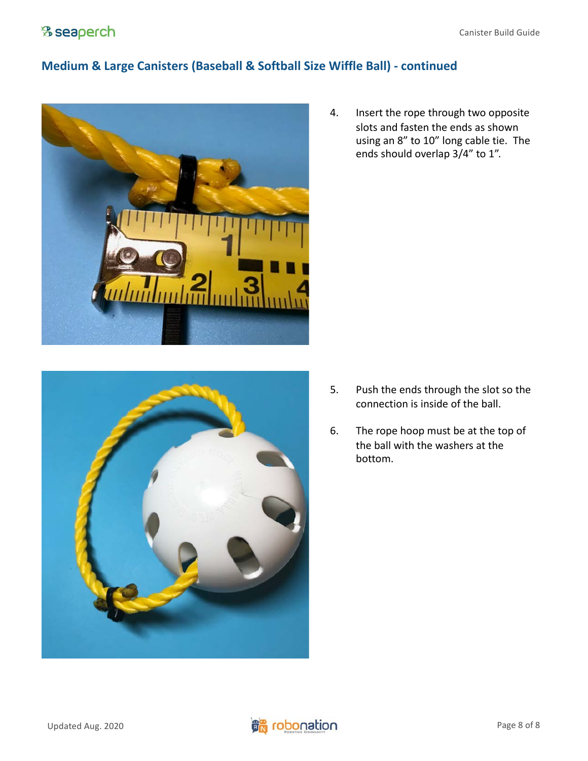## Medium & Large Canisters (Baseball & Softball Size Wiffle Ball) - continued

4. Insert the rope through two opposite slots and fasten the ends as shown using an 8” to 10” long cable tie. The ends should overlap 3/4” to 1”.

5. Push the ends through the slot so the connection is inside of the ball.

6. The rope hoop must be at the top of the ball with the washers at the bottom.

Updated Aug. 2020